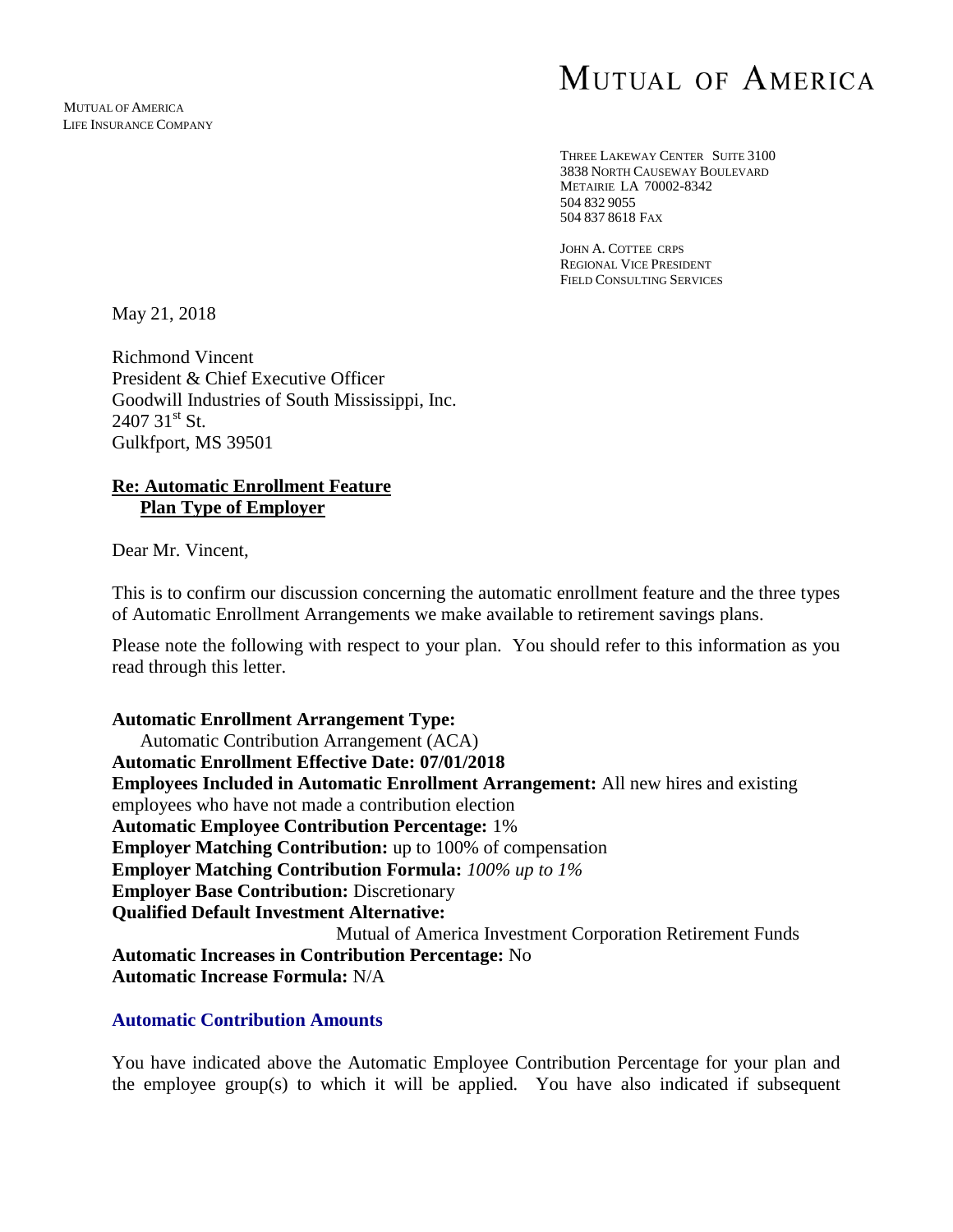# MUTUAL OF AMERICA

MUTUAL OF AMERICA
LIFE INSURANCE COMPANY

THREE LAKEWAY CENTER SUITE 3100
3838 NORTH CAUSEWAY BOULEVARD
METAIRIE LA 70002-8342
504 832 9055
504 837 8618 FAX

JOHN A. COTTEE CRPS
REGIONAL VICE PRESIDENT
FIELD CONSULTING SERVICES

May 21, 2018

Richmond Vincent
President & Chief Executive Officer
Goodwill Industries of South Mississippi, Inc.
2407 31st St.
Gulkfport, MS 39501

**Re: Automatic Enrollment Feature**
**Plan Type of Employer**

Dear Mr. Vincent,

This is to confirm our discussion concerning the automatic enrollment feature and the three types of Automatic Enrollment Arrangements we make available to retirement savings plans.

Please note the following with respect to your plan. You should refer to this information as you read through this letter.

**Automatic Enrollment Arrangement Type:**
Automatic Contribution Arrangement (ACA)
**Automatic Enrollment Effective Date: 07/01/2018**
**Employees Included in Automatic Enrollment Arrangement:** All new hires and existing employees who have not made a contribution election
**Automatic Employee Contribution Percentage:** 1%
**Employer Matching Contribution:** up to 100% of compensation
**Employer Matching Contribution Formula:** *100% up to 1%*
**Employer Base Contribution:** Discretionary
**Qualified Default Investment Alternative:**
Mutual of America Investment Corporation Retirement Funds
**Automatic Increases in Contribution Percentage:** No
**Automatic Increase Formula:** N/A

## Automatic Contribution Amounts

You have indicated above the Automatic Employee Contribution Percentage for your plan and the employee group(s) to which it will be applied. You have also indicated if subsequent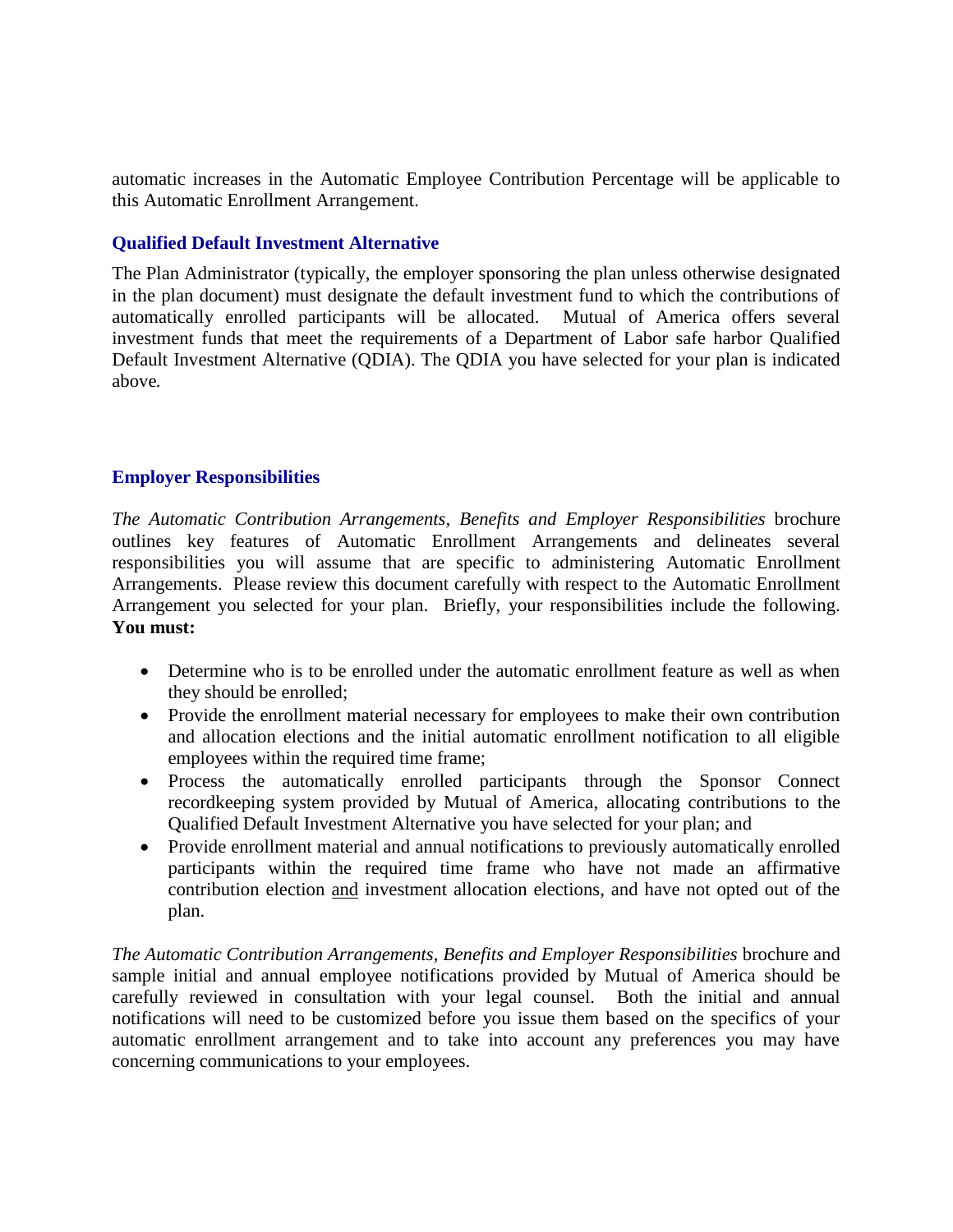automatic increases in the Automatic Employee Contribution Percentage will be applicable to this Automatic Enrollment Arrangement.

### Qualified Default Investment Alternative

The Plan Administrator (typically, the employer sponsoring the plan unless otherwise designated in the plan document) must designate the default investment fund to which the contributions of automatically enrolled participants will be allocated. Mutual of America offers several investment funds that meet the requirements of a Department of Labor safe harbor Qualified Default Investment Alternative (QDIA). The QDIA you have selected for your plan is indicated above.

### Employer Responsibilities

*The Automatic Contribution Arrangements, Benefits and Employer Responsibilities* brochure outlines key features of Automatic Enrollment Arrangements and delineates several responsibilities you will assume that are specific to administering Automatic Enrollment Arrangements. Please review this document carefully with respect to the Automatic Enrollment Arrangement you selected for your plan. Briefly, your responsibilities include the following. **You must:**

- Determine who is to be enrolled under the automatic enrollment feature as well as when they should be enrolled;
- Provide the enrollment material necessary for employees to make their own contribution and allocation elections and the initial automatic enrollment notification to all eligible employees within the required time frame;
- Process the automatically enrolled participants through the Sponsor Connect recordkeeping system provided by Mutual of America, allocating contributions to the Qualified Default Investment Alternative you have selected for your plan; and
- Provide enrollment material and annual notifications to previously automatically enrolled participants within the required time frame who have not made an affirmative contribution election <u>and</u> investment allocation elections, and have not opted out of the plan.

*The Automatic Contribution Arrangements, Benefits and Employer Responsibilities* brochure and sample initial and annual employee notifications provided by Mutual of America should be carefully reviewed in consultation with your legal counsel. Both the initial and annual notifications will need to be customized before you issue them based on the specifics of your automatic enrollment arrangement and to take into account any preferences you may have concerning communications to your employees.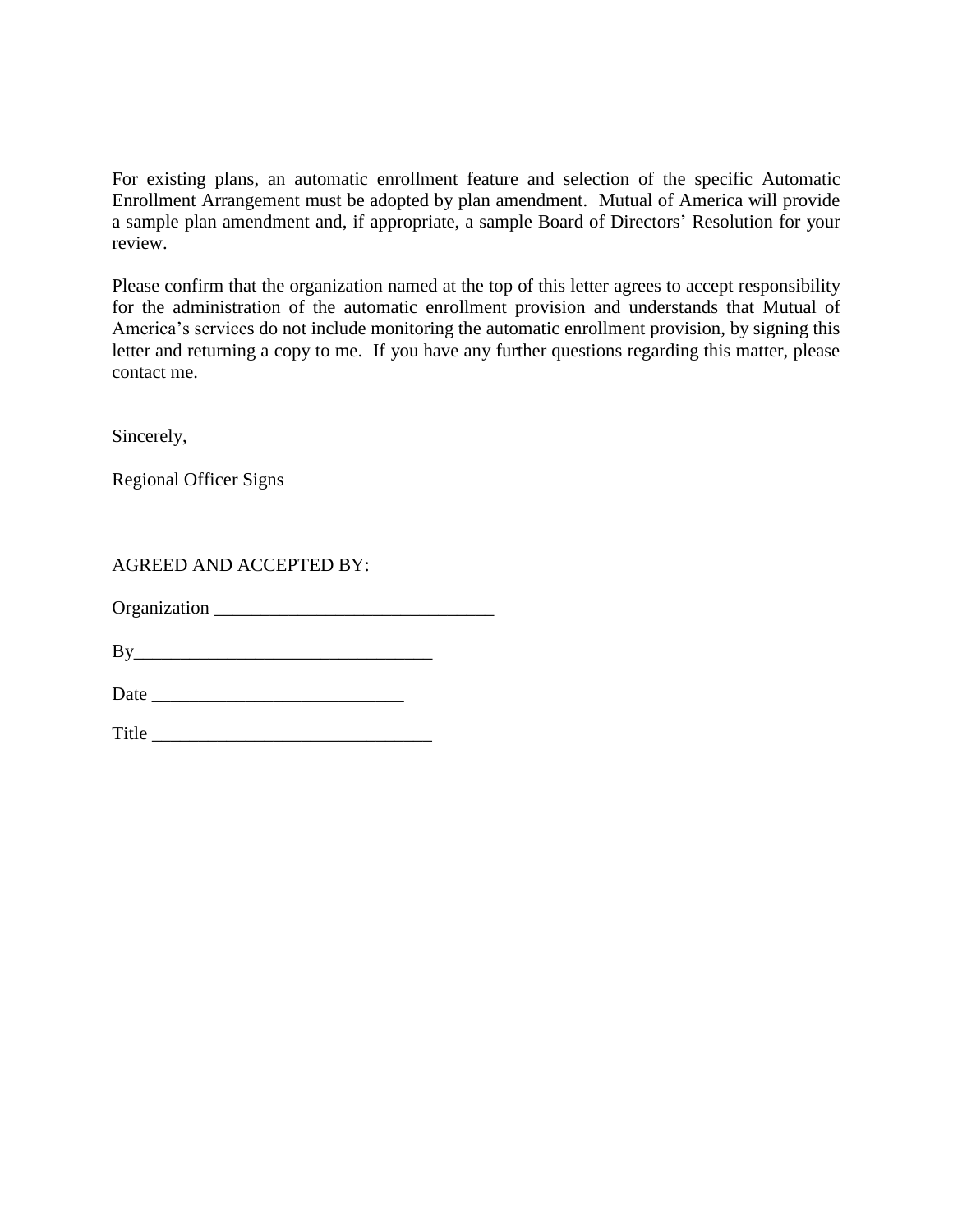For existing plans, an automatic enrollment feature and selection of the specific Automatic Enrollment Arrangement must be adopted by plan amendment. Mutual of America will provide a sample plan amendment and, if appropriate, a sample Board of Directors' Resolution for your review.

Please confirm that the organization named at the top of this letter agrees to accept responsibility for the administration of the automatic enrollment provision and understands that Mutual of America's services do not include monitoring the automatic enrollment provision, by signing this letter and returning a copy to me. If you have any further questions regarding this matter, please contact me.

Sincerely,

Regional Officer Signs

AGREED AND ACCEPTED BY:

Organization ______________________________

By________________________________

Date ___________________________

Title ______________________________